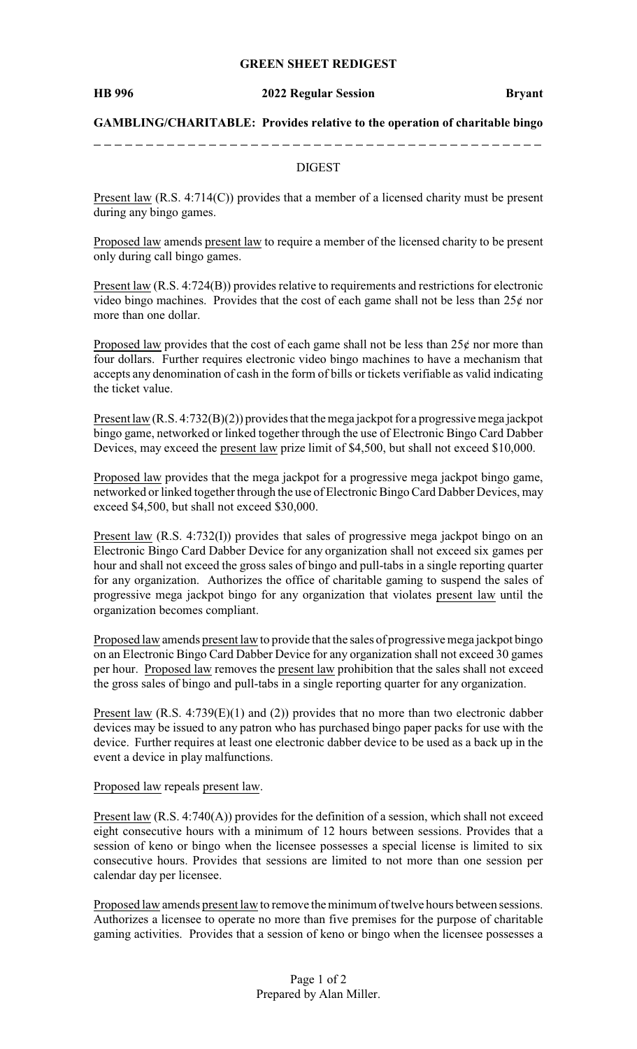**GREEN SHEET REDIGEST**

**HB 996** **2022 Regular Session** **Bryant**

**GAMBLING/CHARITABLE: Provides relative to the operation of charitable bingo**

---

DIGEST

Present law (R.S. 4:714(C)) provides that a member of a licensed charity must be present during any bingo games.

Proposed law amends present law to require a member of the licensed charity to be present only during call bingo games.

Present law (R.S. 4:724(B)) provides relative to requirements and restrictions for electronic video bingo machines. Provides that the cost of each game shall not be less than 25¢ nor more than one dollar.

Proposed law provides that the cost of each game shall not be less than 25¢ nor more than four dollars. Further requires electronic video bingo machines to have a mechanism that accepts any denomination of cash in the form of bills or tickets verifiable as valid indicating the ticket value.

Present law (R.S. 4:732(B)(2)) provides that the mega jackpot for a progressive mega jackpot bingo game, networked or linked together through the use of Electronic Bingo Card Dabber Devices, may exceed the present law prize limit of $4,500, but shall not exceed $10,000.

Proposed law provides that the mega jackpot for a progressive mega jackpot bingo game, networked or linked together through the use of Electronic Bingo Card Dabber Devices, may exceed $4,500, but shall not exceed $30,000.

Present law (R.S. 4:732(I)) provides that sales of progressive mega jackpot bingo on an Electronic Bingo Card Dabber Device for any organization shall not exceed six games per hour and shall not exceed the gross sales of bingo and pull-tabs in a single reporting quarter for any organization. Authorizes the office of charitable gaming to suspend the sales of progressive mega jackpot bingo for any organization that violates present law until the organization becomes compliant.

Proposed law amends present law to provide that the sales of progressive mega jackpot bingo on an Electronic Bingo Card Dabber Device for any organization shall not exceed 30 games per hour. Proposed law removes the present law prohibition that the sales shall not exceed the gross sales of bingo and pull-tabs in a single reporting quarter for any organization.

Present law (R.S. 4:739(E)(1) and (2)) provides that no more than two electronic dabber devices may be issued to any patron who has purchased bingo paper packs for use with the device. Further requires at least one electronic dabber device to be used as a back up in the event a device in play malfunctions.

Proposed law repeals present law.

Present law (R.S. 4:740(A)) provides for the definition of a session, which shall not exceed eight consecutive hours with a minimum of 12 hours between sessions. Provides that a session of keno or bingo when the licensee possesses a special license is limited to six consecutive hours. Provides that sessions are limited to not more than one session per calendar day per licensee.

Proposed law amends present law to remove the minimum of twelve hours between sessions. Authorizes a licensee to operate no more than five premises for the purpose of charitable gaming activities. Provides that a session of keno or bingo when the licensee possesses a

Prepared by Alan Miller.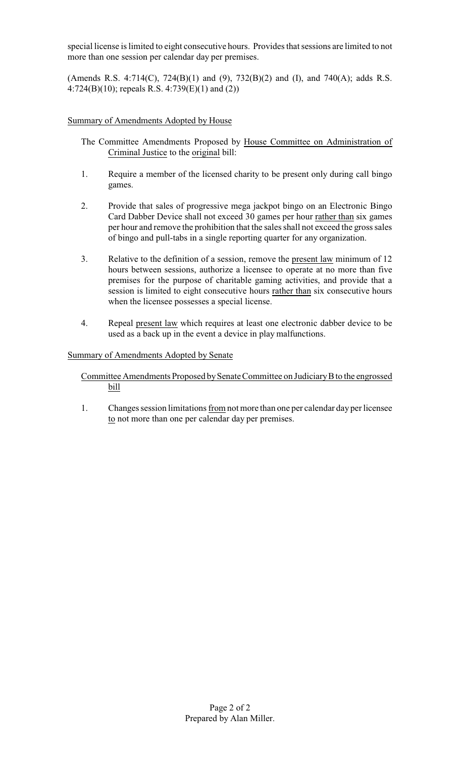special license is limited to eight consecutive hours. Provides that sessions are limited to not more than one session per calendar day per premises.

(Amends R.S. 4:714(C), 724(B)(1) and (9), 732(B)(2) and (I), and 740(A); adds R.S. 4:724(B)(10); repeals R.S. 4:739(E)(1) and (2))

Summary of Amendments Adopted by House

The Committee Amendments Proposed by House Committee on Administration of Criminal Justice to the original bill:

1. Require a member of the licensed charity to be present only during call bingo games.

2. Provide that sales of progressive mega jackpot bingo on an Electronic Bingo Card Dabber Device shall not exceed 30 games per hour rather than six games per hour and remove the prohibition that the sales shall not exceed the gross sales of bingo and pull-tabs in a single reporting quarter for any organization.

3. Relative to the definition of a session, remove the present law minimum of 12 hours between sessions, authorize a licensee to operate at no more than five premises for the purpose of charitable gaming activities, and provide that a session is limited to eight consecutive hours rather than six consecutive hours when the licensee possesses a special license.

4. Repeal present law which requires at least one electronic dabber device to be used as a back up in the event a device in play malfunctions.

Summary of Amendments Adopted by Senate

Committee Amendments Proposed by Senate Committee on Judiciary B to the engrossed bill

1. Changes session limitations from not more than one per calendar day per licensee to not more than one per calendar day per premises.

Prepared by Alan Miller.